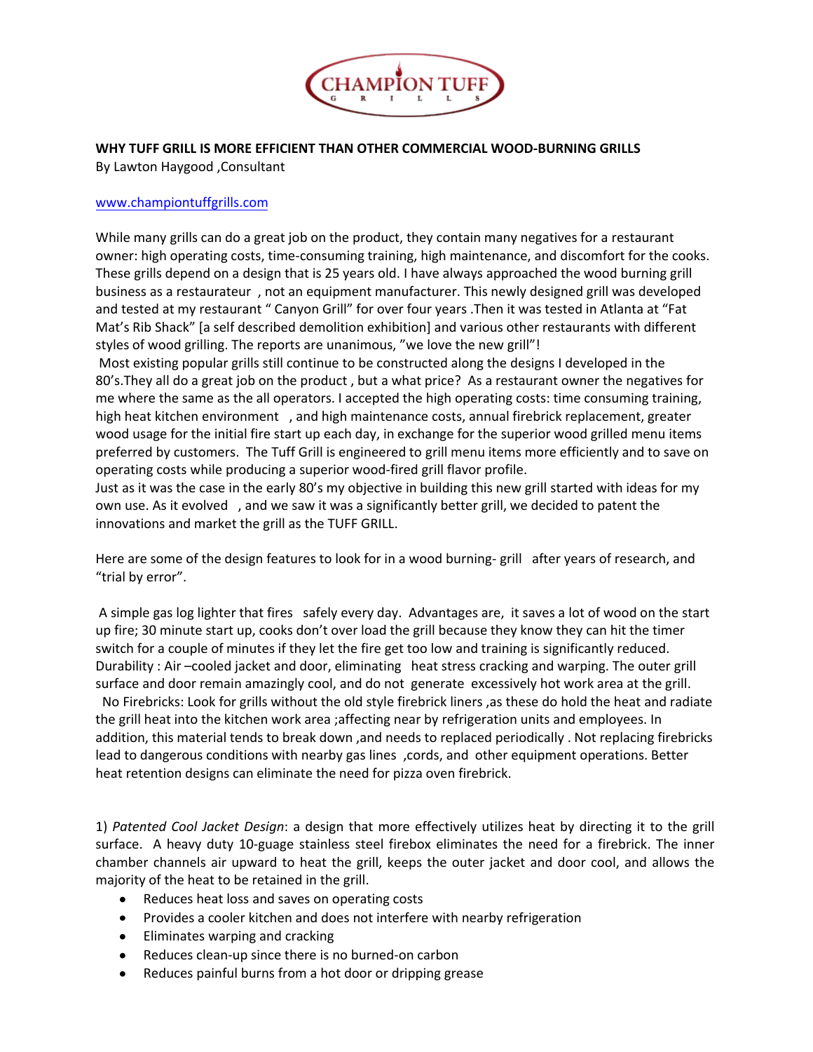CHAMPION TUFF GRILLS

**WHY TUFF GRILL IS MORE EFFICIENT THAN OTHER COMMERCIAL WOOD-BURNING GRILLS**
By Lawton Haygood ,Consultant

www.championtuffgrills.com

While many grills can do a great job on the product, they contain many negatives for a restaurant owner: high operating costs, time-consuming training, high maintenance, and discomfort for the cooks. These grills depend on a design that is 25 years old. I have always approached the wood burning grill business as a restaurateur , not an equipment manufacturer. This newly designed grill was developed and tested at my restaurant " Canyon Grill" for over four years .Then it was tested in Atlanta at "Fat Mat's Rib Shack" [a self described demolition exhibition] and various other restaurants with different styles of wood grilling. The reports are unanimous, "we love the new grill"!

Most existing popular grills still continue to be constructed along the designs I developed in the 80's.They all do a great job on the product , but a what price? As a restaurant owner the negatives for me where the same as the all operators. I accepted the high operating costs: time consuming training, high heat kitchen environment , and high maintenance costs, annual firebrick replacement, greater wood usage for the initial fire start up each day, in exchange for the superior wood grilled menu items preferred by customers. The Tuff Grill is engineered to grill menu items more efficiently and to save on operating costs while producing a superior wood-fired grill flavor profile.

Just as it was the case in the early 80's my objective in building this new grill started with ideas for my own use. As it evolved , and we saw it was a significantly better grill, we decided to patent the innovations and market the grill as the TUFF GRILL.

Here are some of the design features to look for in a wood burning- grill after years of research, and "trial by error".

A simple gas log lighter that fires safely every day. Advantages are, it saves a lot of wood on the start up fire; 30 minute start up, cooks don't over load the grill because they know they can hit the timer switch for a couple of minutes if they let the fire get too low and training is significantly reduced. Durability : Air –cooled jacket and door, eliminating heat stress cracking and warping. The outer grill surface and door remain amazingly cool, and do not generate excessively hot work area at the grill.

No Firebricks: Look for grills without the old style firebrick liners ,as these do hold the heat and radiate the grill heat into the kitchen work area ;affecting near by refrigeration units and employees. In addition, this material tends to break down ,and needs to replaced periodically . Not replacing firebricks lead to dangerous conditions with nearby gas lines ,cords, and other equipment operations. Better heat retention designs can eliminate the need for pizza oven firebrick.

1) *Patented Cool Jacket Design*: a design that more effectively utilizes heat by directing it to the grill surface. A heavy duty 10-guage stainless steel firebox eliminates the need for a firebrick. The inner chamber channels air upward to heat the grill, keeps the outer jacket and door cool, and allows the majority of the heat to be retained in the grill.

- Reduces heat loss and saves on operating costs
- Provides a cooler kitchen and does not interfere with nearby refrigeration
- Eliminates warping and cracking
- Reduces clean-up since there is no burned-on carbon
- Reduces painful burns from a hot door or dripping grease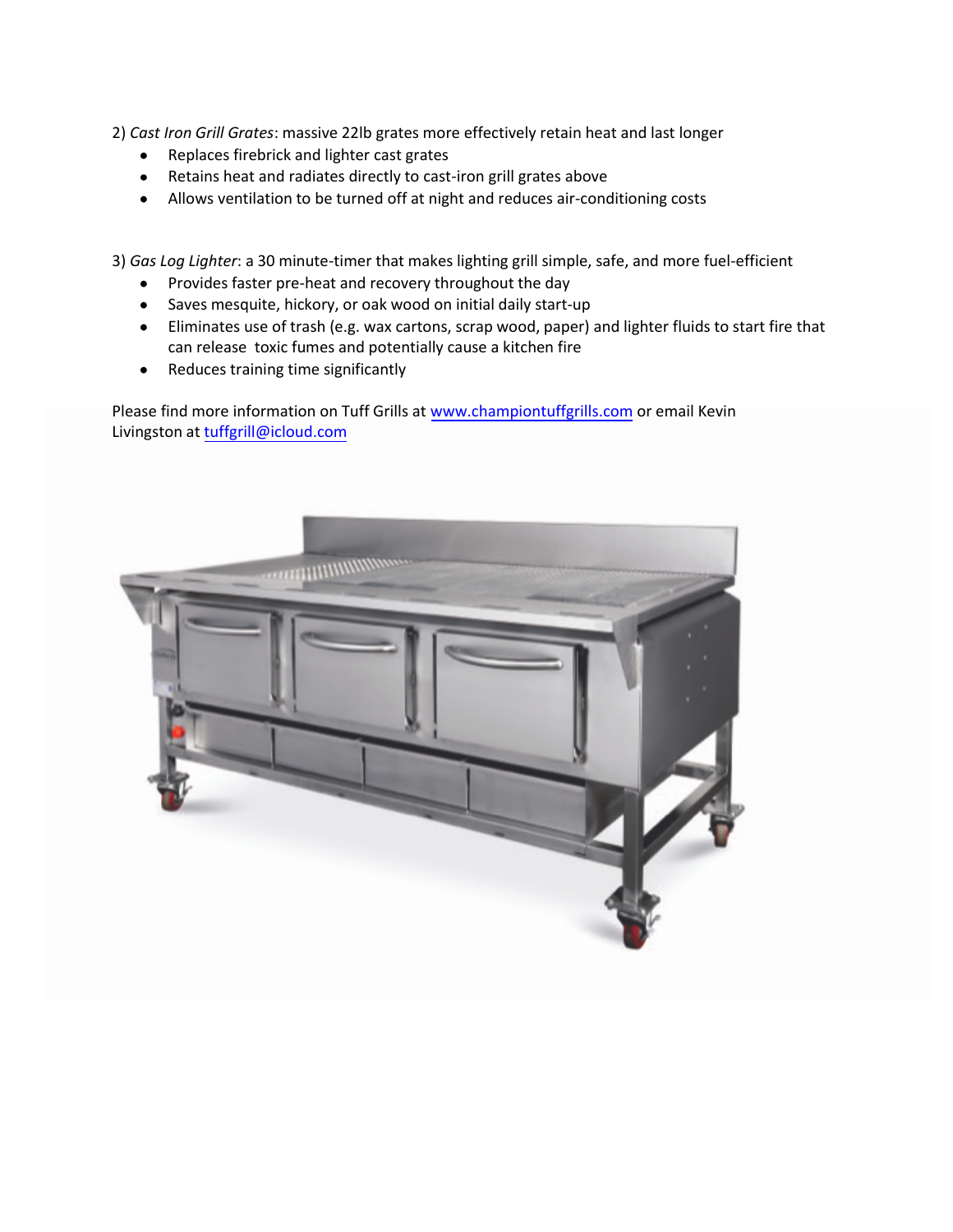2) *Cast Iron Grill Grates*: massive 22lb grates more effectively retain heat and last longer

- Replaces firebrick and lighter cast grates
- Retains heat and radiates directly to cast-iron grill grates above
- Allows ventilation to be turned off at night and reduces air-conditioning costs

3) *Gas Log Lighter*: a 30 minute-timer that makes lighting grill simple, safe, and more fuel-efficient

- Provides faster pre-heat and recovery throughout the day
- Saves mesquite, hickory, or oak wood on initial daily start-up
- Eliminates use of trash (e.g. wax cartons, scrap wood, paper) and lighter fluids to start fire that can release toxic fumes and potentially cause a kitchen fire
- Reduces training time significantly

Please find more information on Tuff Grills at [www.championtuffgrills.com](http://www.championtuffgrills.com) or email Kevin Livingston at [tuffgrill@icloud.com](mailto:tuffgrill@icloud.com)